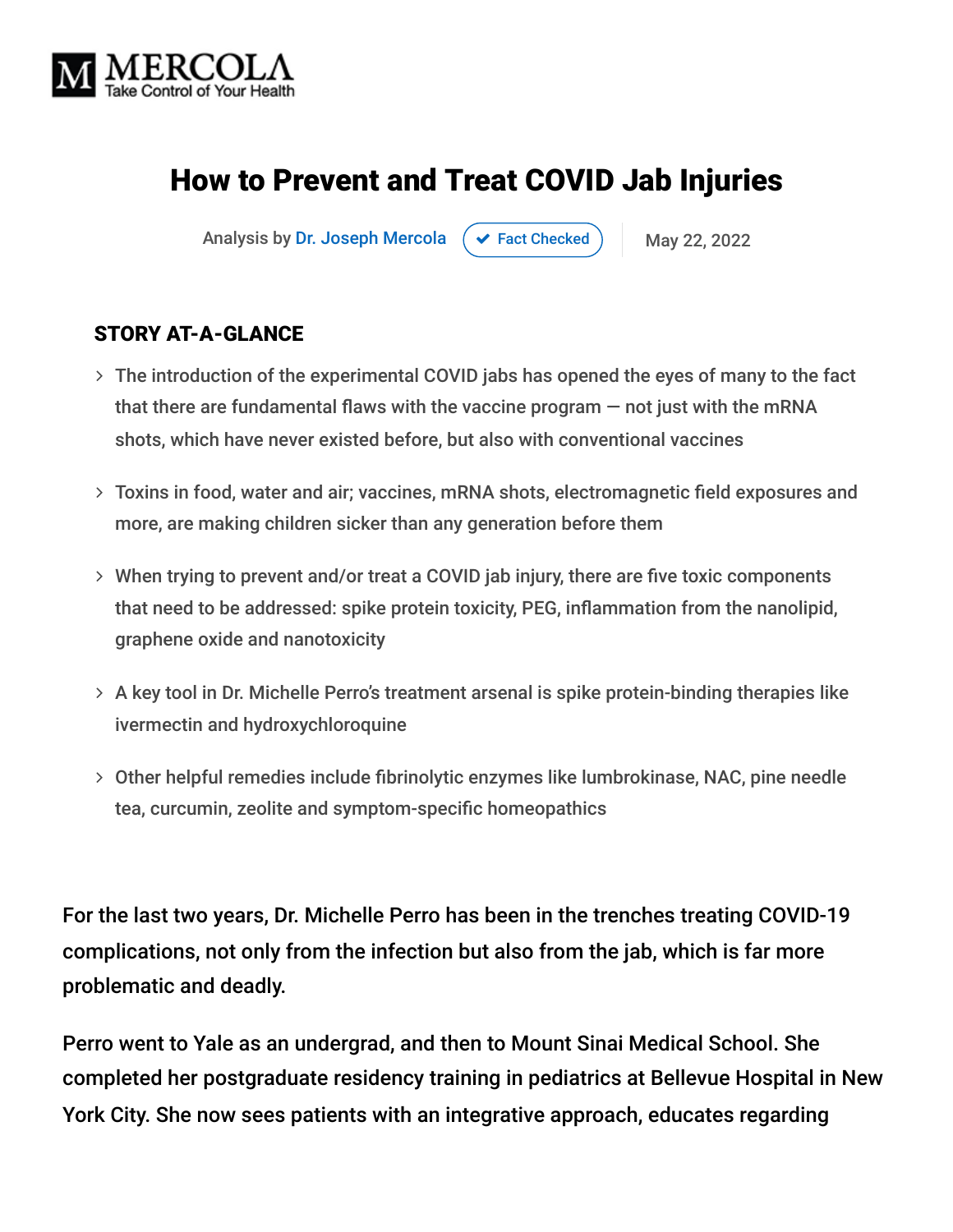MERCOLA
Take Control of Your Health

# How to Prevent and Treat COVID Jab Injuries

Analysis by Dr. Joseph Mercola ✔ Fact Checked | May 22, 2022

**STORY AT-A-GLANCE**

- The introduction of the experimental COVID jabs has opened the eyes of many to the fact that there are fundamental flaws with the vaccine program — not just with the mRNA shots, which have never existed before, but also with conventional vaccines
- Toxins in food, water and air; vaccines, mRNA shots, electromagnetic field exposures and more, are making children sicker than any generation before them
- When trying to prevent and/or treat a COVID jab injury, there are five toxic components that need to be addressed: spike protein toxicity, PEG, inflammation from the nanolipid, graphene oxide and nanotoxicity
- A key tool in Dr. Michelle Perro's treatment arsenal is spike protein-binding therapies like ivermectin and hydroxychloroquine
- Other helpful remedies include fibrinolytic enzymes like lumbrokinase, NAC, pine needle tea, curcumin, zeolite and symptom-specific homeopathics

For the last two years, Dr. Michelle Perro has been in the trenches treating COVID-19 complications, not only from the infection but also from the jab, which is far more problematic and deadly.

Perro went to Yale as an undergrad, and then to Mount Sinai Medical School. She completed her postgraduate residency training in pediatrics at Bellevue Hospital in New York City. She now sees patients with an integrative approach, educates regarding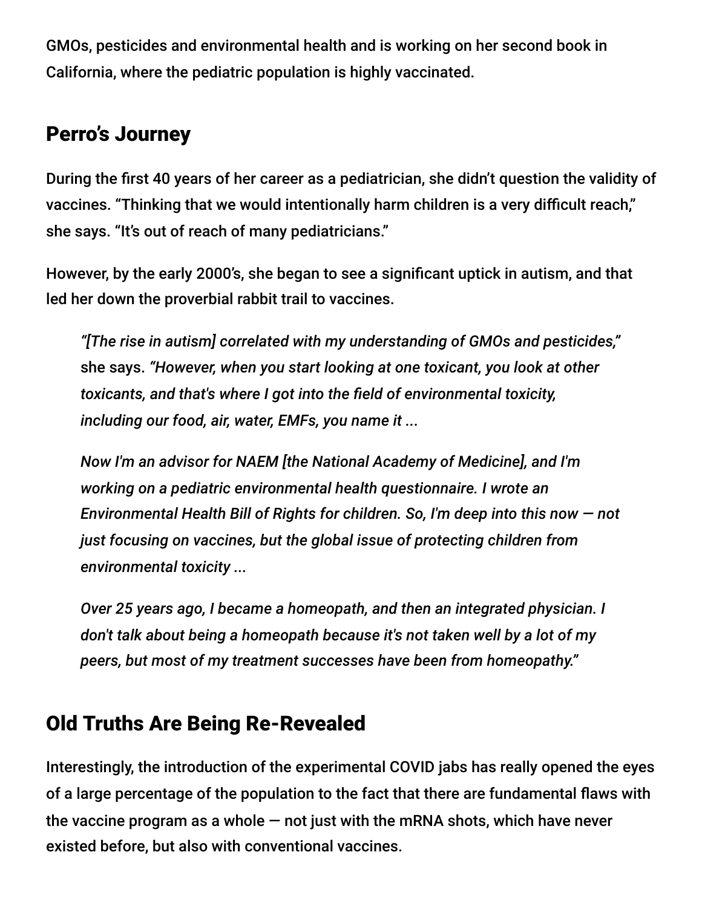GMOs, pesticides and environmental health and is working on her second book in California, where the pediatric population is highly vaccinated.

## Perro's Journey

During the first 40 years of her career as a pediatrician, she didn't question the validity of vaccines. "Thinking that we would intentionally harm children is a very difficult reach," she says. "It's out of reach of many pediatricians."

However, by the early 2000's, she began to see a significant uptick in autism, and that led her down the proverbial rabbit trail to vaccines.

> *"[The rise in autism] correlated with my understanding of GMOs and pesticides,"* she says. *"However, when you start looking at one toxicant, you look at other toxicants, and that's where I got into the field of environmental toxicity, including our food, air, water, EMFs, you name it ...*
>
> *Now I'm an advisor for NAEM [the National Academy of Medicine], and I'm working on a pediatric environmental health questionnaire. I wrote an Environmental Health Bill of Rights for children. So, I'm deep into this now — not just focusing on vaccines, but the global issue of protecting children from environmental toxicity ...*
>
> *Over 25 years ago, I became a homeopath, and then an integrated physician. I don't talk about being a homeopath because it's not taken well by a lot of my peers, but most of my treatment successes have been from homeopathy."*

## Old Truths Are Being Re-Revealed

Interestingly, the introduction of the experimental COVID jabs has really opened the eyes of a large percentage of the population to the fact that there are fundamental flaws with the vaccine program as a whole — not just with the mRNA shots, which have never existed before, but also with conventional vaccines.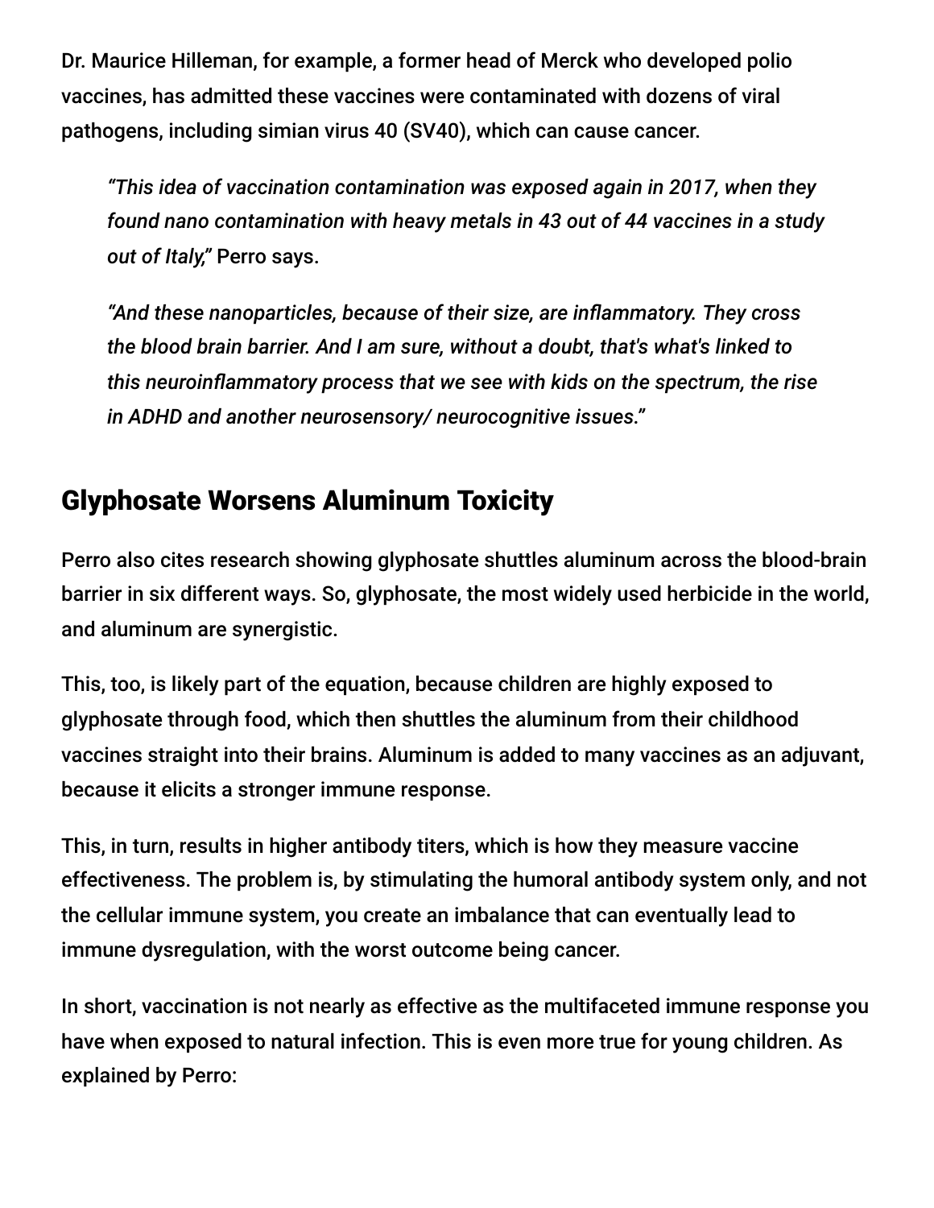Dr. Maurice Hilleman, for example, a former head of Merck who developed polio vaccines, has admitted these vaccines were contaminated with dozens of viral pathogens, including simian virus 40 (SV40), which can cause cancer.

> *"This idea of vaccination contamination was exposed again in 2017, when they found nano contamination with heavy metals in 43 out of 44 vaccines in a study out of Italy,"* Perro says.
>
> *"And these nanoparticles, because of their size, are inflammatory. They cross the blood brain barrier. And I am sure, without a doubt, that's what's linked to this neuroinflammatory process that we see with kids on the spectrum, the rise in ADHD and another neurosensory/ neurocognitive issues."*

## Glyphosate Worsens Aluminum Toxicity

Perro also cites research showing glyphosate shuttles aluminum across the blood-brain barrier in six different ways. So, glyphosate, the most widely used herbicide in the world, and aluminum are synergistic.

This, too, is likely part of the equation, because children are highly exposed to glyphosate through food, which then shuttles the aluminum from their childhood vaccines straight into their brains. Aluminum is added to many vaccines as an adjuvant, because it elicits a stronger immune response.

This, in turn, results in higher antibody titers, which is how they measure vaccine effectiveness. The problem is, by stimulating the humoral antibody system only, and not the cellular immune system, you create an imbalance that can eventually lead to immune dysregulation, with the worst outcome being cancer.

In short, vaccination is not nearly as effective as the multifaceted immune response you have when exposed to natural infection. This is even more true for young children. As explained by Perro: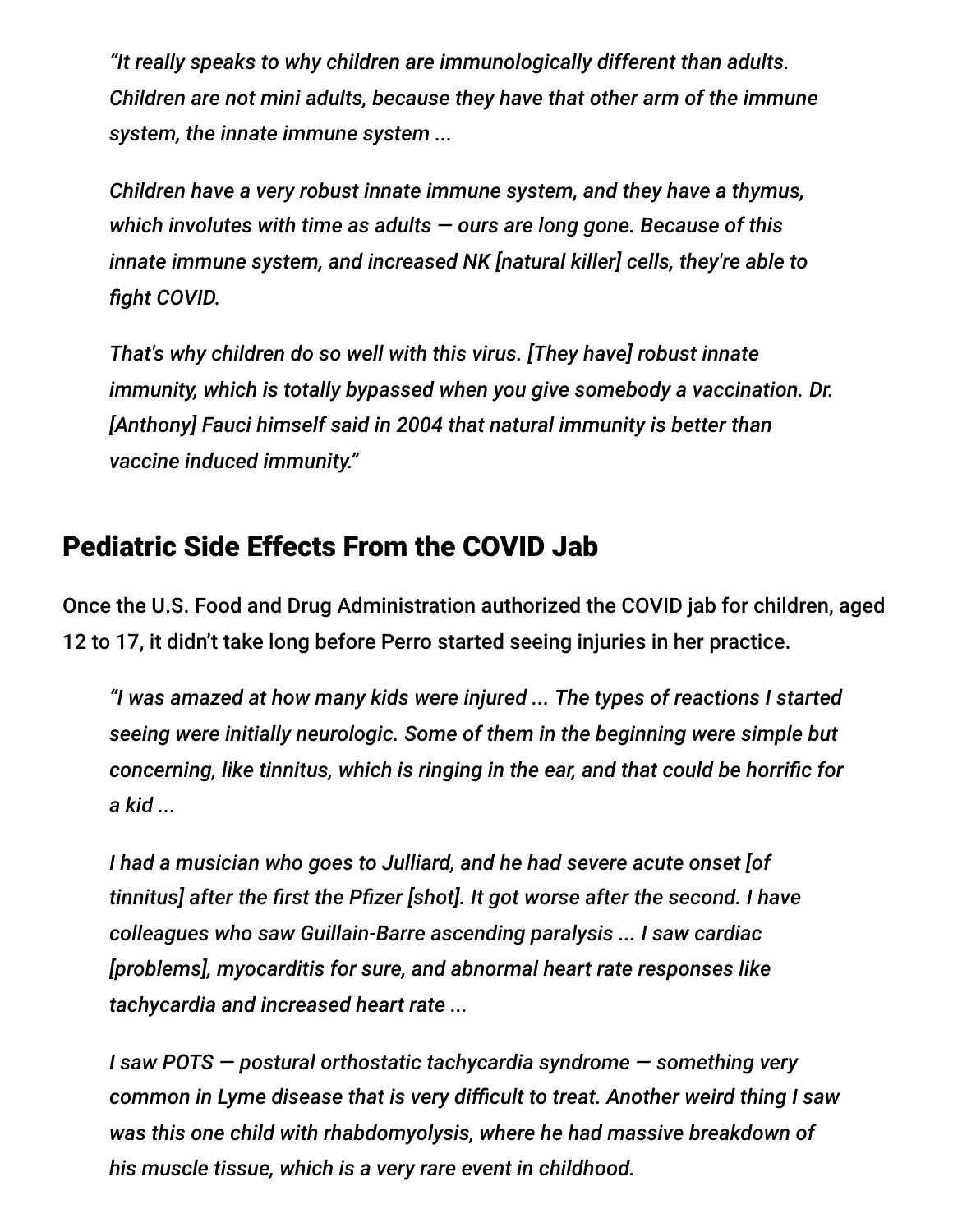> *"It really speaks to why children are immunologically different than adults. Children are not mini adults, because they have that other arm of the immune system, the innate immune system ...*
>
> *Children have a very robust innate immune system, and they have a thymus, which involutes with time as adults — ours are long gone. Because of this innate immune system, and increased NK [natural killer] cells, they're able to fight COVID.*
>
> *That's why children do so well with this virus. [They have] robust innate immunity, which is totally bypassed when you give somebody a vaccination. Dr. [Anthony] Fauci himself said in 2004 that natural immunity is better than vaccine induced immunity."*

## Pediatric Side Effects From the COVID Jab

Once the U.S. Food and Drug Administration authorized the COVID jab for children, aged 12 to 17, it didn't take long before Perro started seeing injuries in her practice.

> *"I was amazed at how many kids were injured ... The types of reactions I started seeing were initially neurologic. Some of them in the beginning were simple but concerning, like tinnitus, which is ringing in the ear, and that could be horrific for a kid ...*
>
> *I had a musician who goes to Julliard, and he had severe acute onset [of tinnitus] after the first the Pfizer [shot]. It got worse after the second. I have colleagues who saw Guillain-Barre ascending paralysis ... I saw cardiac [problems], myocarditis for sure, and abnormal heart rate responses like tachycardia and increased heart rate ...*
>
> *I saw POTS — postural orthostatic tachycardia syndrome — something very common in Lyme disease that is very difficult to treat. Another weird thing I saw was this one child with rhabdomyolysis, where he had massive breakdown of his muscle tissue, which is a very rare event in childhood.*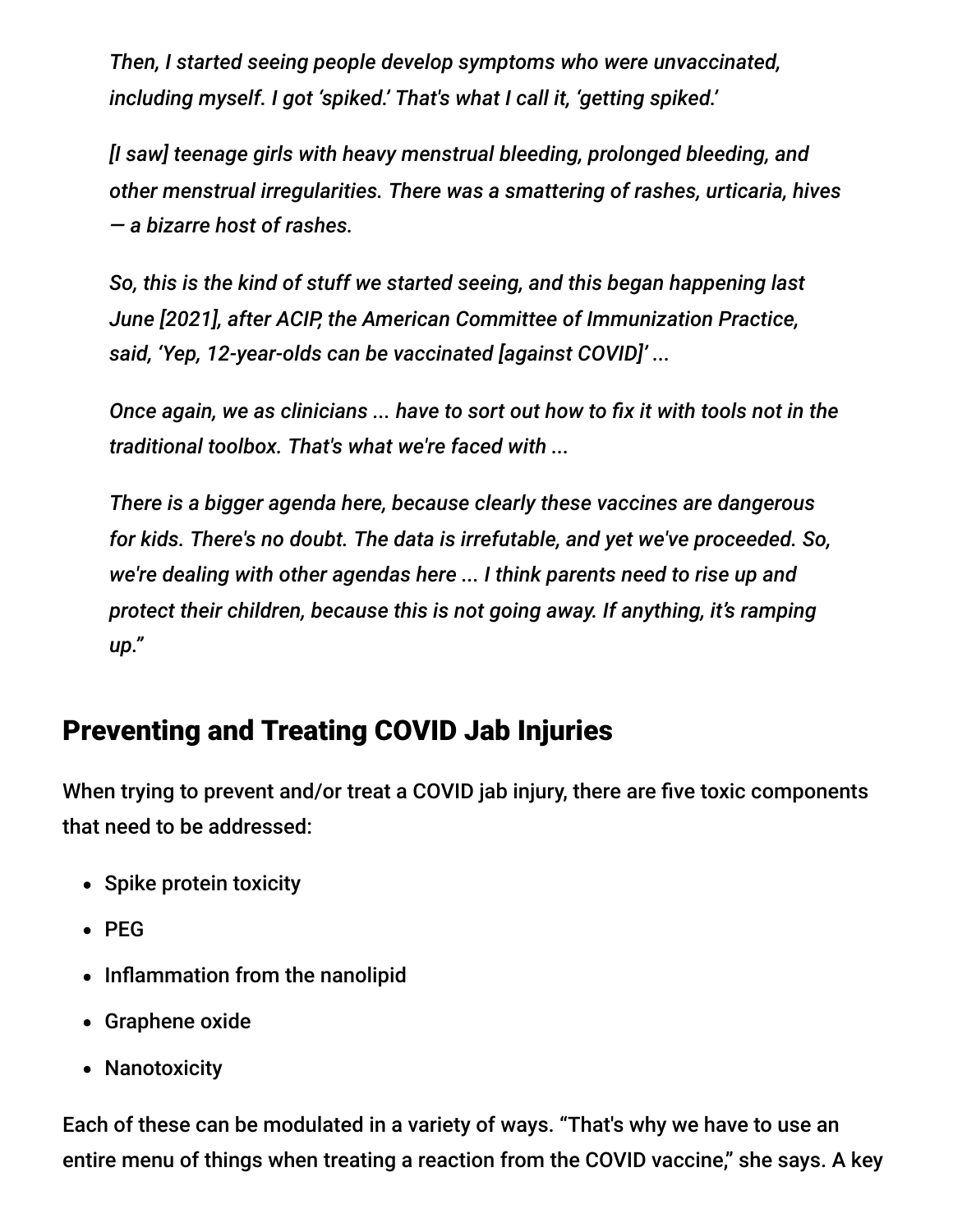*Then, I started seeing people develop symptoms who were unvaccinated, including myself. I got 'spiked.' That's what I call it, 'getting spiked.'*

*[I saw] teenage girls with heavy menstrual bleeding, prolonged bleeding, and other menstrual irregularities. There was a smattering of rashes, urticaria, hives — a bizarre host of rashes.*

*So, this is the kind of stuff we started seeing, and this began happening last June [2021], after ACIP, the American Committee of Immunization Practice, said, 'Yep, 12-year-olds can be vaccinated [against COVID]' ...*

*Once again, we as clinicians ... have to sort out how to fix it with tools not in the traditional toolbox. That's what we're faced with ...*

*There is a bigger agenda here, because clearly these vaccines are dangerous for kids. There's no doubt. The data is irrefutable, and yet we've proceeded. So, we're dealing with other agendas here ... I think parents need to rise up and protect their children, because this is not going away. If anything, it's ramping up."*

## Preventing and Treating COVID Jab Injuries

When trying to prevent and/or treat a COVID jab injury, there are five toxic components that need to be addressed:

- Spike protein toxicity
- PEG
- Inflammation from the nanolipid
- Graphene oxide
- Nanotoxicity

Each of these can be modulated in a variety of ways. "That's why we have to use an entire menu of things when treating a reaction from the COVID vaccine," she says. A key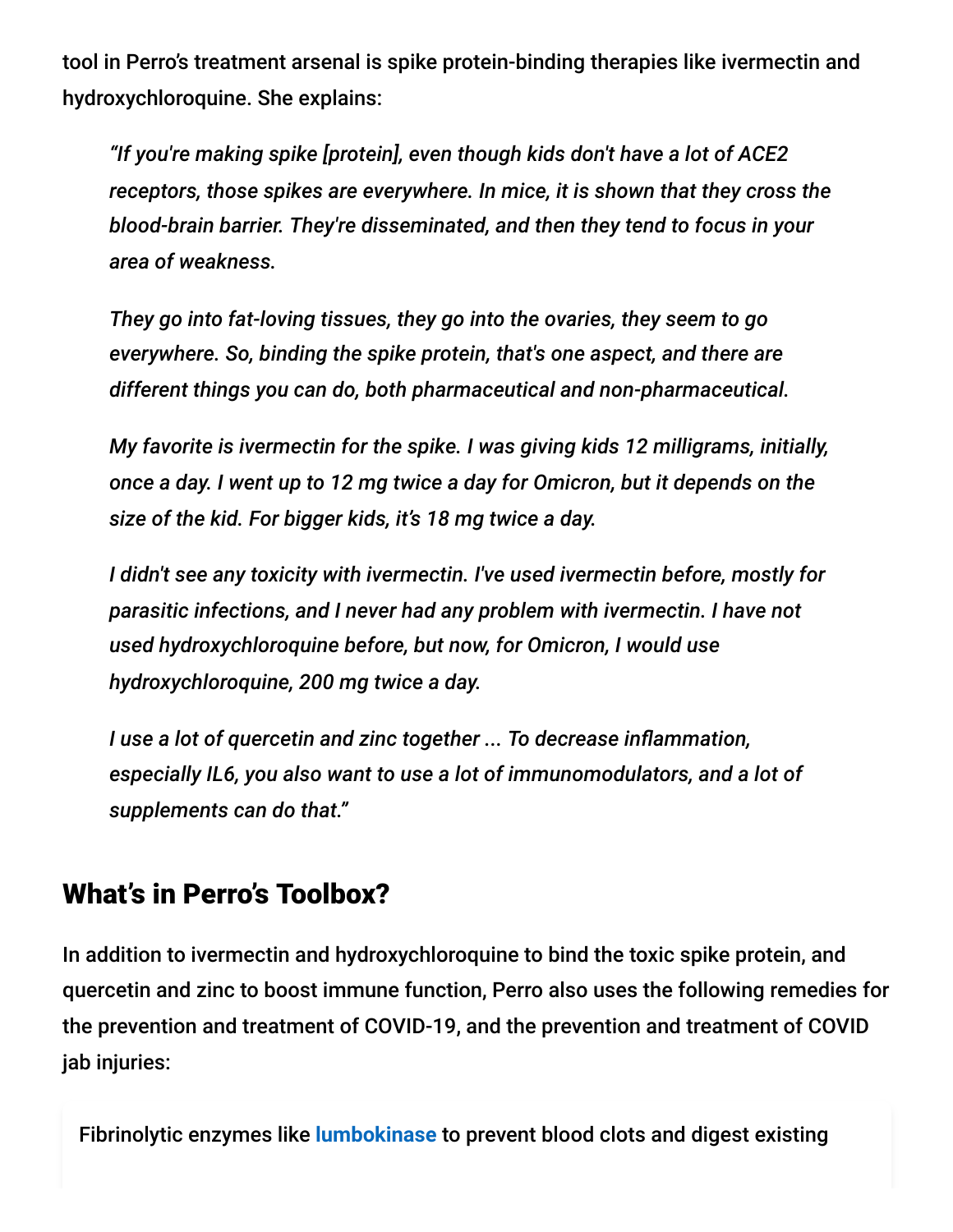tool in Perro's treatment arsenal is spike protein-binding therapies like ivermectin and hydroxychloroquine. She explains:

> *"If you're making spike [protein], even though kids don't have a lot of ACE2 receptors, those spikes are everywhere. In mice, it is shown that they cross the blood-brain barrier. They're disseminated, and then they tend to focus in your area of weakness.*
>
> *They go into fat-loving tissues, they go into the ovaries, they seem to go everywhere. So, binding the spike protein, that's one aspect, and there are different things you can do, both pharmaceutical and non-pharmaceutical.*
>
> *My favorite is ivermectin for the spike. I was giving kids 12 milligrams, initially, once a day. I went up to 12 mg twice a day for Omicron, but it depends on the size of the kid. For bigger kids, it's 18 mg twice a day.*
>
> *I didn't see any toxicity with ivermectin. I've used ivermectin before, mostly for parasitic infections, and I never had any problem with ivermectin. I have not used hydroxychloroquine before, but now, for Omicron, I would use hydroxychloroquine, 200 mg twice a day.*
>
> *I use a lot of quercetin and zinc together ... To decrease inflammation, especially IL6, you also want to use a lot of immunomodulators, and a lot of supplements can do that."*

## What's in Perro's Toolbox?

In addition to ivermectin and hydroxychloroquine to bind the toxic spike protein, and quercetin and zinc to boost immune function, Perro also uses the following remedies for the prevention and treatment of COVID-19, and the prevention and treatment of COVID jab injuries:

Fibrinolytic enzymes like lumbokinase to prevent blood clots and digest existing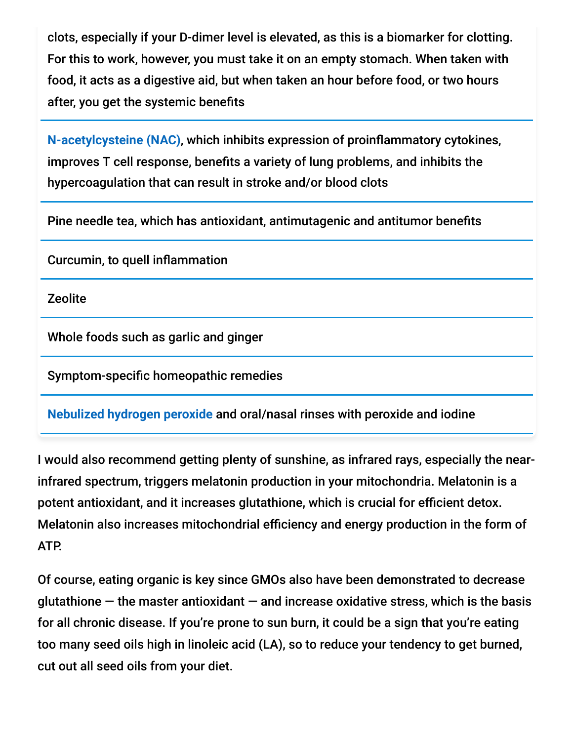clots, especially if your D-dimer level is elevated, as this is a biomarker for clotting. For this to work, however, you must take it on an empty stomach. When taken with food, it acts as a digestive aid, but when taken an hour before food, or two hours after, you get the systemic benefits

N-acetylcysteine (NAC), which inhibits expression of proinflammatory cytokines, improves T cell response, benefits a variety of lung problems, and inhibits the hypercoagulation that can result in stroke and/or blood clots

Pine needle tea, which has antioxidant, antimutagenic and antitumor benefits

Curcumin, to quell inflammation

Zeolite

Whole foods such as garlic and ginger

Symptom-specific homeopathic remedies

Nebulized hydrogen peroxide and oral/nasal rinses with peroxide and iodine

I would also recommend getting plenty of sunshine, as infrared rays, especially the near-infrared spectrum, triggers melatonin production in your mitochondria. Melatonin is a potent antioxidant, and it increases glutathione, which is crucial for efficient detox. Melatonin also increases mitochondrial efficiency and energy production in the form of ATP.

Of course, eating organic is key since GMOs also have been demonstrated to decrease glutathione — the master antioxidant — and increase oxidative stress, which is the basis for all chronic disease. If you're prone to sun burn, it could be a sign that you're eating too many seed oils high in linoleic acid (LA), so to reduce your tendency to get burned, cut out all seed oils from your diet.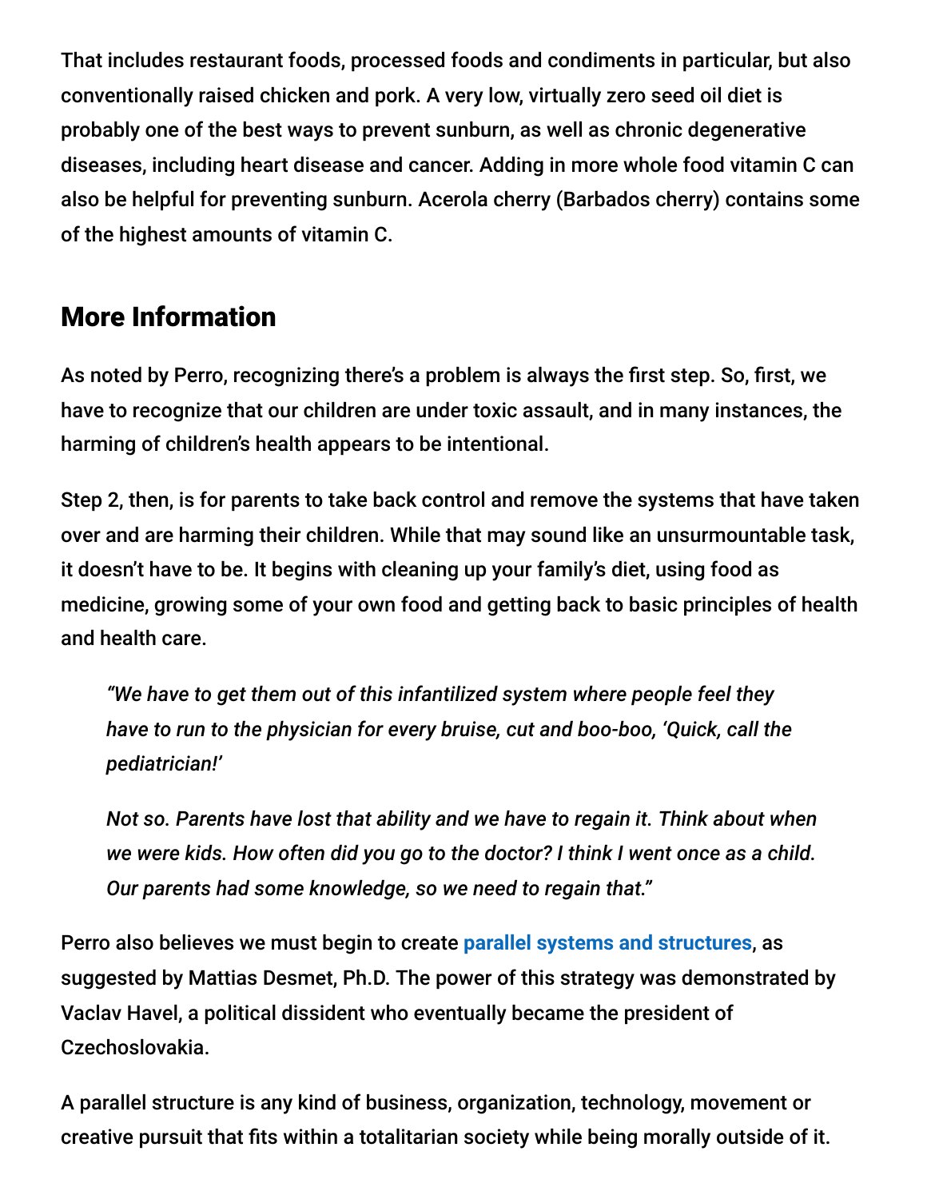That includes restaurant foods, processed foods and condiments in particular, but also conventionally raised chicken and pork. A very low, virtually zero seed oil diet is probably one of the best ways to prevent sunburn, as well as chronic degenerative diseases, including heart disease and cancer. Adding in more whole food vitamin C can also be helpful for preventing sunburn. Acerola cherry (Barbados cherry) contains some of the highest amounts of vitamin C.

## More Information

As noted by Perro, recognizing there's a problem is always the first step. So, first, we have to recognize that our children are under toxic assault, and in many instances, the harming of children's health appears to be intentional.

Step 2, then, is for parents to take back control and remove the systems that have taken over and are harming their children. While that may sound like an unsurmountable task, it doesn't have to be. It begins with cleaning up your family's diet, using food as medicine, growing some of your own food and getting back to basic principles of health and health care.

> *"We have to get them out of this infantilized system where people feel they have to run to the physician for every bruise, cut and boo-boo, 'Quick, call the pediatrician!'*
>
> *Not so. Parents have lost that ability and we have to regain it. Think about when we were kids. How often did you go to the doctor? I think I went once as a child. Our parents had some knowledge, so we need to regain that."*

Perro also believes we must begin to create **parallel systems and structures**, as suggested by Mattias Desmet, Ph.D. The power of this strategy was demonstrated by Vaclav Havel, a political dissident who eventually became the president of Czechoslovakia.

A parallel structure is any kind of business, organization, technology, movement or creative pursuit that fits within a totalitarian society while being morally outside of it.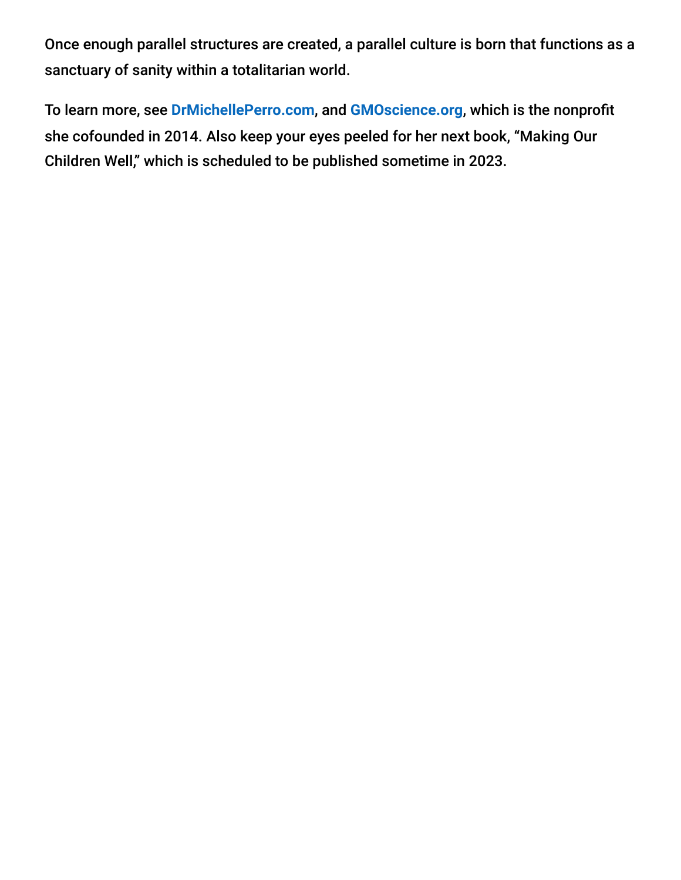Once enough parallel structures are created, a parallel culture is born that functions as a sanctuary of sanity within a totalitarian world.

To learn more, see **DrMichellePerro.com**, and **GMOscience.org**, which is the nonprofit she cofounded in 2014. Also keep your eyes peeled for her next book, "Making Our Children Well," which is scheduled to be published sometime in 2023.